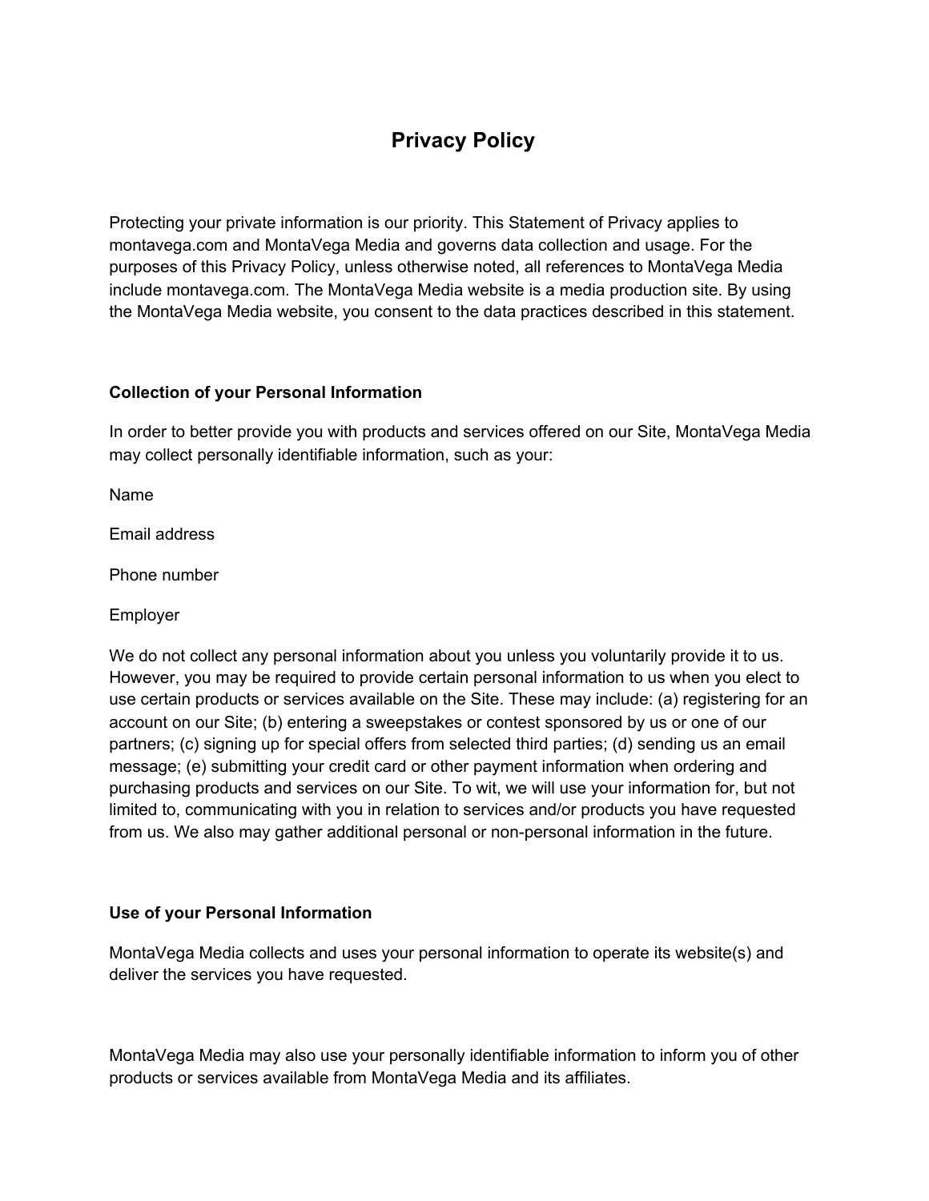# Privacy Policy

Protecting your private information is our priority. This Statement of Privacy applies to montavega.com and MontaVega Media and governs data collection and usage. For the purposes of this Privacy Policy, unless otherwise noted, all references to MontaVega Media include montavega.com. The MontaVega Media website is a media production site. By using the MontaVega Media website, you consent to the data practices described in this statement.

### Collection of your Personal Information

In order to better provide you with products and services offered on our Site, MontaVega Media may collect personally identifiable information, such as your:

Name

Email address

Phone number

Employer

We do not collect any personal information about you unless you voluntarily provide it to us. However, you may be required to provide certain personal information to us when you elect to use certain products or services available on the Site. These may include: (a) registering for an account on our Site; (b) entering a sweepstakes or contest sponsored by us or one of our partners; (c) signing up for special offers from selected third parties; (d) sending us an email message; (e) submitting your credit card or other payment information when ordering and purchasing products and services on our Site. To wit, we will use your information for, but not limited to, communicating with you in relation to services and/or products you have requested from us. We also may gather additional personal or non-personal information in the future.

### Use of your Personal Information

MontaVega Media collects and uses your personal information to operate its website(s) and deliver the services you have requested.

MontaVega Media may also use your personally identifiable information to inform you of other products or services available from MontaVega Media and its affiliates.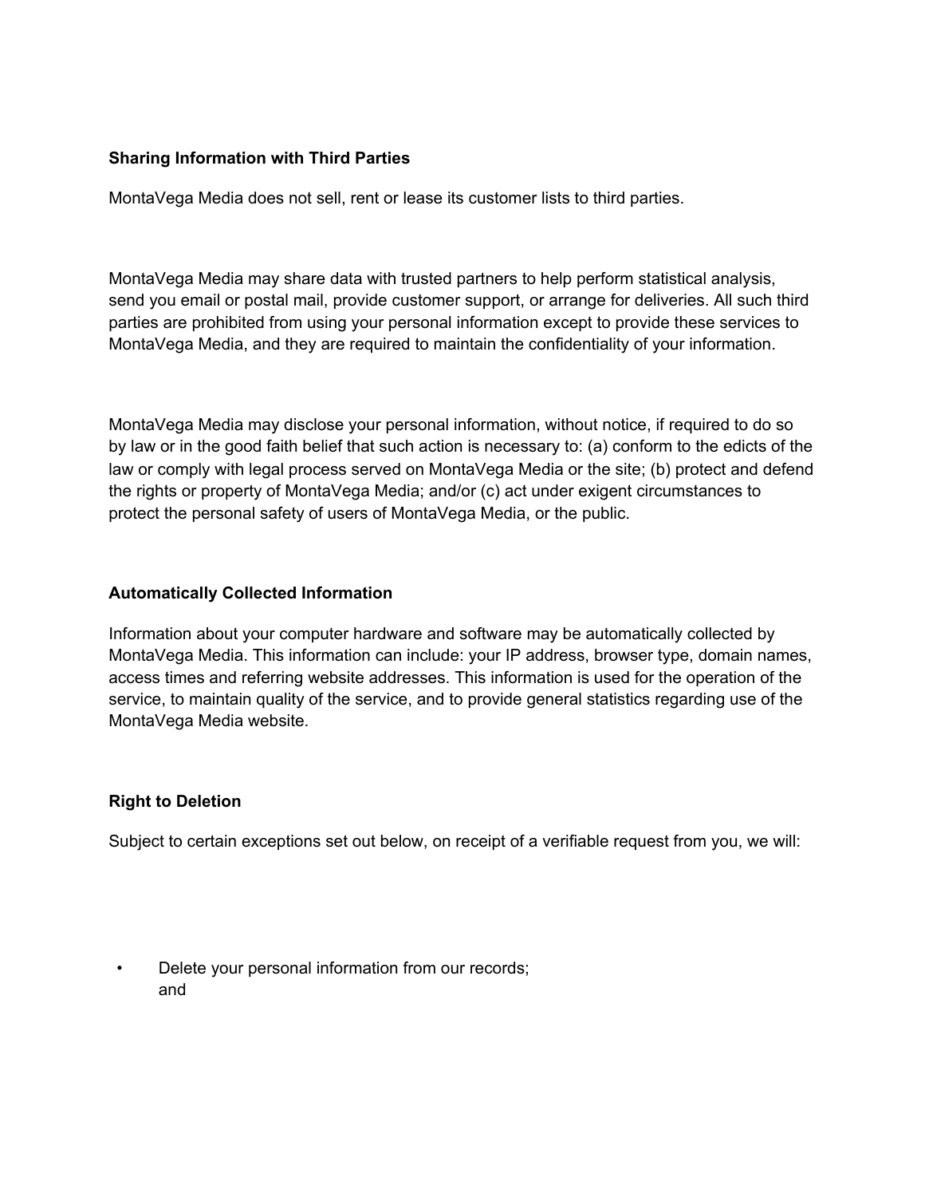## Sharing Information with Third Parties

MontaVega Media does not sell, rent or lease its customer lists to third parties.

MontaVega Media may share data with trusted partners to help perform statistical analysis, send you email or postal mail, provide customer support, or arrange for deliveries. All such third parties are prohibited from using your personal information except to provide these services to MontaVega Media, and they are required to maintain the confidentiality of your information.

MontaVega Media may disclose your personal information, without notice, if required to do so by law or in the good faith belief that such action is necessary to: (a) conform to the edicts of the law or comply with legal process served on MontaVega Media or the site; (b) protect and defend the rights or property of MontaVega Media; and/or (c) act under exigent circumstances to protect the personal safety of users of MontaVega Media, or the public.

## Automatically Collected Information

Information about your computer hardware and software may be automatically collected by MontaVega Media. This information can include: your IP address, browser type, domain names, access times and referring website addresses. This information is used for the operation of the service, to maintain quality of the service, and to provide general statistics regarding use of the MontaVega Media website.

## Right to Deletion

Subject to certain exceptions set out below, on receipt of a verifiable request from you, we will:

- Delete your personal information from our records; and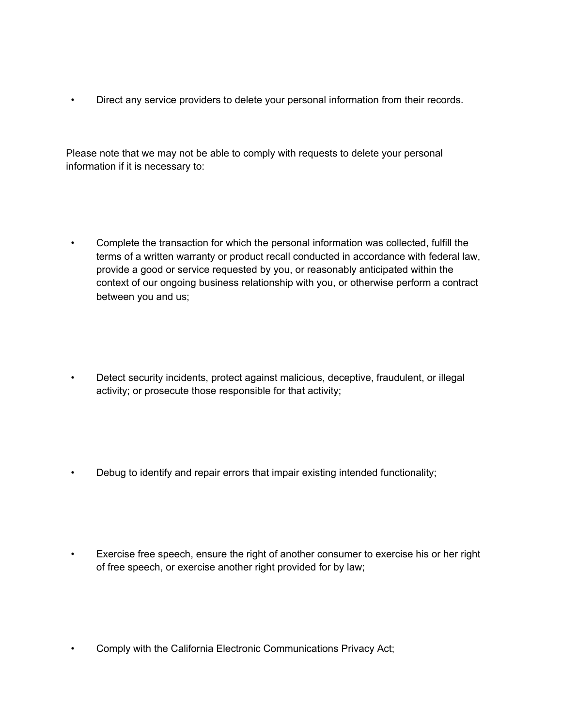- Direct any service providers to delete your personal information from their records.

Please note that we may not be able to comply with requests to delete your personal information if it is necessary to:

- Complete the transaction for which the personal information was collected, fulfill the terms of a written warranty or product recall conducted in accordance with federal law, provide a good or service requested by you, or reasonably anticipated within the context of our ongoing business relationship with you, or otherwise perform a contract between you and us;

- Detect security incidents, protect against malicious, deceptive, fraudulent, or illegal activity; or prosecute those responsible for that activity;

- Debug to identify and repair errors that impair existing intended functionality;

- Exercise free speech, ensure the right of another consumer to exercise his or her right of free speech, or exercise another right provided for by law;

- Comply with the California Electronic Communications Privacy Act;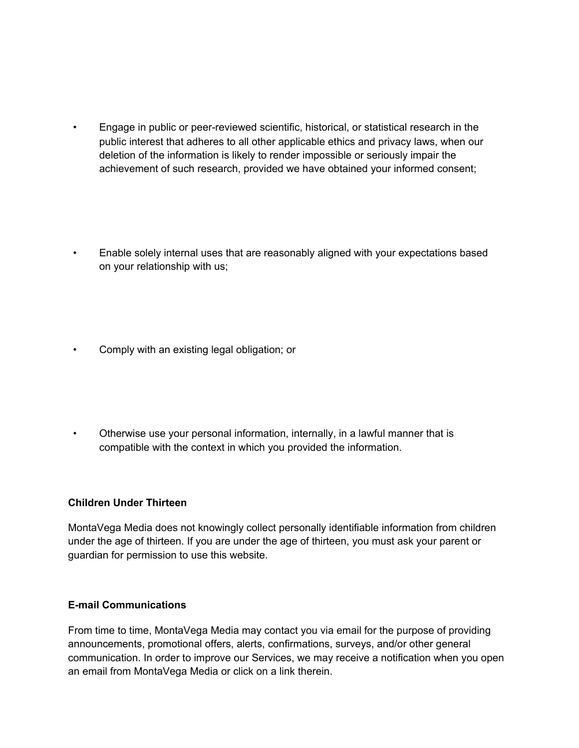- Engage in public or peer-reviewed scientific, historical, or statistical research in the public interest that adheres to all other applicable ethics and privacy laws, when our deletion of the information is likely to render impossible or seriously impair the achievement of such research, provided we have obtained your informed consent;

- Enable solely internal uses that are reasonably aligned with your expectations based on your relationship with us;

- Comply with an existing legal obligation; or

- Otherwise use your personal information, internally, in a lawful manner that is compatible with the context in which you provided the information.

**Children Under Thirteen**

MontaVega Media does not knowingly collect personally identifiable information from children under the age of thirteen. If you are under the age of thirteen, you must ask your parent or guardian for permission to use this website.

**E-mail Communications**

From time to time, MontaVega Media may contact you via email for the purpose of providing announcements, promotional offers, alerts, confirmations, surveys, and/or other general communication. In order to improve our Services, we may receive a notification when you open an email from MontaVega Media or click on a link therein.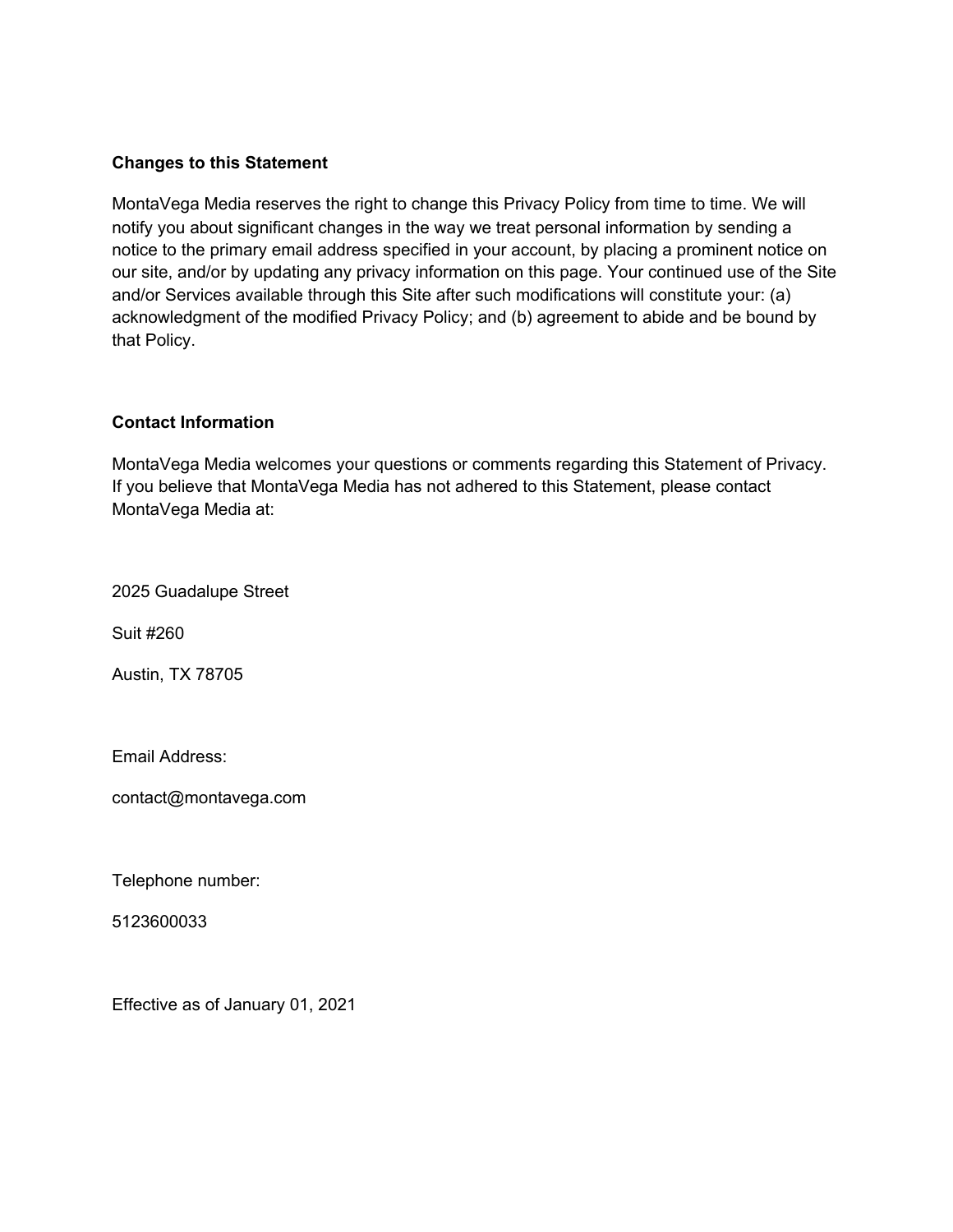**Changes to this Statement**

MontaVega Media reserves the right to change this Privacy Policy from time to time. We will notify you about significant changes in the way we treat personal information by sending a notice to the primary email address specified in your account, by placing a prominent notice on our site, and/or by updating any privacy information on this page. Your continued use of the Site and/or Services available through this Site after such modifications will constitute your: (a) acknowledgment of the modified Privacy Policy; and (b) agreement to abide and be bound by that Policy.

**Contact Information**

MontaVega Media welcomes your questions or comments regarding this Statement of Privacy. If you believe that MontaVega Media has not adhered to this Statement, please contact MontaVega Media at:

2025 Guadalupe Street

Suit #260

Austin, TX 78705

Email Address:

contact@montavega.com

Telephone number:

5123600033

Effective as of January 01, 2021